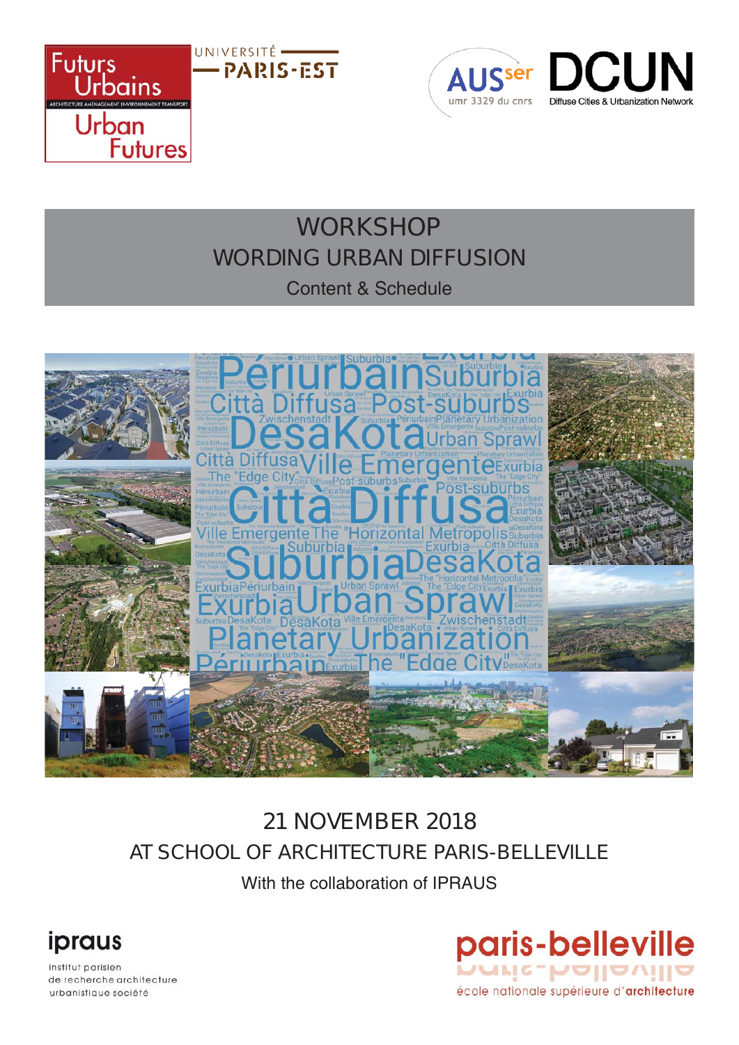Futurs Urbains
ARCHITECTURE AMÉNAGEMENT ENVIRONNEMENT TRANSPORT
Urban Futures

UNIVERSITÉ PARIS-EST

AUSser umr 3329 du cnrs

DCUN Diffuse Cities & Urbanization Network

# WORKSHOP

## WORDING URBAN DIFFUSION

Content & Schedule

21 NOVEMBER 2018

AT SCHOOL OF ARCHITECTURE PARIS-BELLEVILLE

With the collaboration of IPRAUS

ipraus
institut parisien de recherche architecture urbanistique société

paris-belleville
école nationale supérieure d'architecture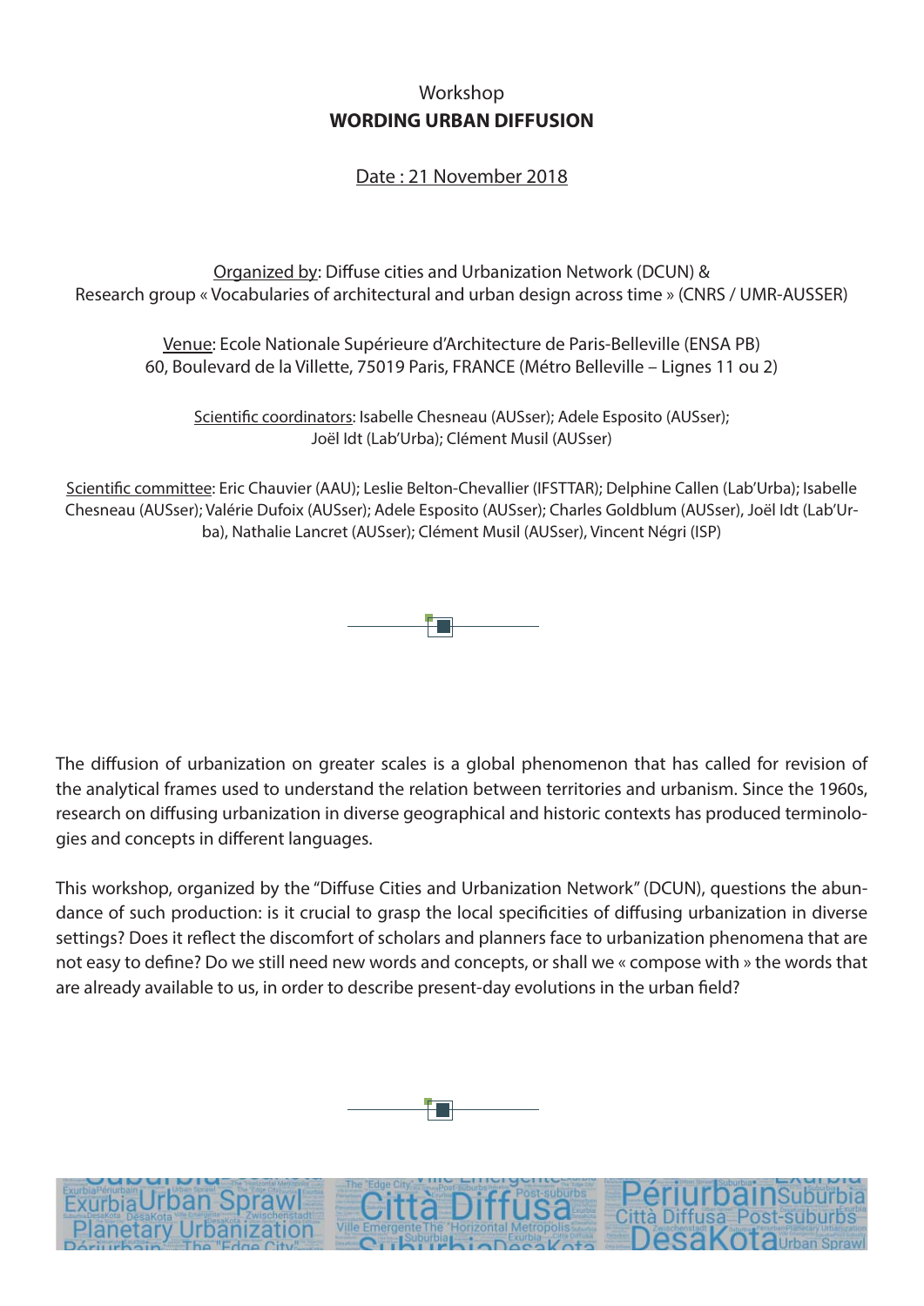Workshop

# WORDING URBAN DIFFUSION

Date : 21 November 2018

Organized by: Diffuse cities and Urbanization Network (DCUN) &
Research group « Vocabularies of architectural and urban design across time » (CNRS / UMR-AUSSER)

Venue: Ecole Nationale Supérieure d'Architecture de Paris-Belleville (ENSA PB)
60, Boulevard de la Villette, 75019 Paris, FRANCE (Métro Belleville – Lignes 11 ou 2)

Scientific coordinators: Isabelle Chesneau (AUSser); Adele Esposito (AUSser);
Joël Idt (Lab'Urba); Clément Musil (AUSser)

Scientific committee: Eric Chauvier (AAU); Leslie Belton-Chevallier (IFSTTAR); Delphine Callen (Lab'Urba); Isabelle Chesneau (AUSser); Valérie Dufoix (AUSser); Adele Esposito (AUSser); Charles Goldblum (AUSser), Joël Idt (Lab'Urba), Nathalie Lancret (AUSser); Clément Musil (AUSser), Vincent Négri (ISP)

The diffusion of urbanization on greater scales is a global phenomenon that has called for revision of the analytical frames used to understand the relation between territories and urbanism. Since the 1960s, research on diffusing urbanization in diverse geographical and historic contexts has produced terminologies and concepts in different languages.

This workshop, organized by the "Diffuse Cities and Urbanization Network" (DCUN), questions the abundance of such production: is it crucial to grasp the local specificities of diffusing urbanization in diverse settings? Does it reflect the discomfort of scholars and planners face to urbanization phenomena that are not easy to define? Do we still need new words and concepts, or shall we « compose with » the words that are already available to us, in order to describe present-day evolutions in the urban field?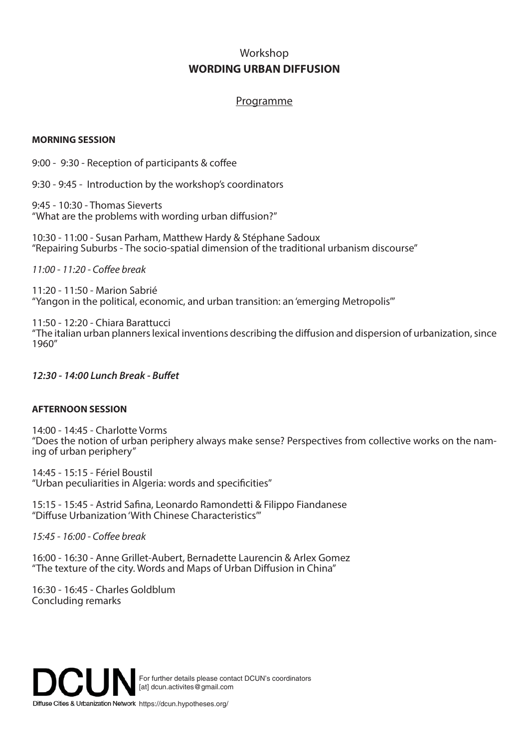Workshop

# WORDING URBAN DIFFUSION

## Programme

**MORNING SESSION**

9:00 - 9:30 - Reception of participants & coffee

9:30 - 9:45 - Introduction by the workshop's coordinators

9:45 - 10:30 - Thomas Sieverts
"What are the problems with wording urban diffusion?"

10:30 - 11:00 - Susan Parham, Matthew Hardy & Stéphane Sadoux
"Repairing Suburbs - The socio-spatial dimension of the traditional urbanism discourse"

*11:00 - 11:20 - Coffee break*

11:20 - 11:50 - Marion Sabrié
"Yangon in the political, economic, and urban transition: an 'emerging Metropolis'"

11:50 - 12:20 - Chiara Barattucci
"The italian urban planners lexical inventions describing the diffusion and dispersion of urbanization, since 1960"

***12:30 - 14:00 Lunch Break - Buffet***

**AFTERNOON SESSION**

14:00 - 14:45 - Charlotte Vorms
"Does the notion of urban periphery always make sense? Perspectives from collective works on the naming of urban periphery"

14:45 - 15:15 - Fériel Boustil
"Urban peculiarities in Algeria: words and specificities"

15:15 - 15:45 - Astrid Safina, Leonardo Ramondetti & Filippo Fiandanese
"Diffuse Urbanization 'With Chinese Characteristics'"

*15:45 - 16:00 - Coffee break*

16:00 - 16:30 - Anne Grillet-Aubert, Bernadette Laurencin & Arlex Gomez
"The texture of the city. Words and Maps of Urban Diffusion in China"

16:30 - 16:45 - Charles Goldblum
Concluding remarks

**DCUN**
Diffuse Cities & Urbanization Network

For further details please contact DCUN's coordinators
[at] dcun.activites@gmail.com

https://dcun.hypotheses.org/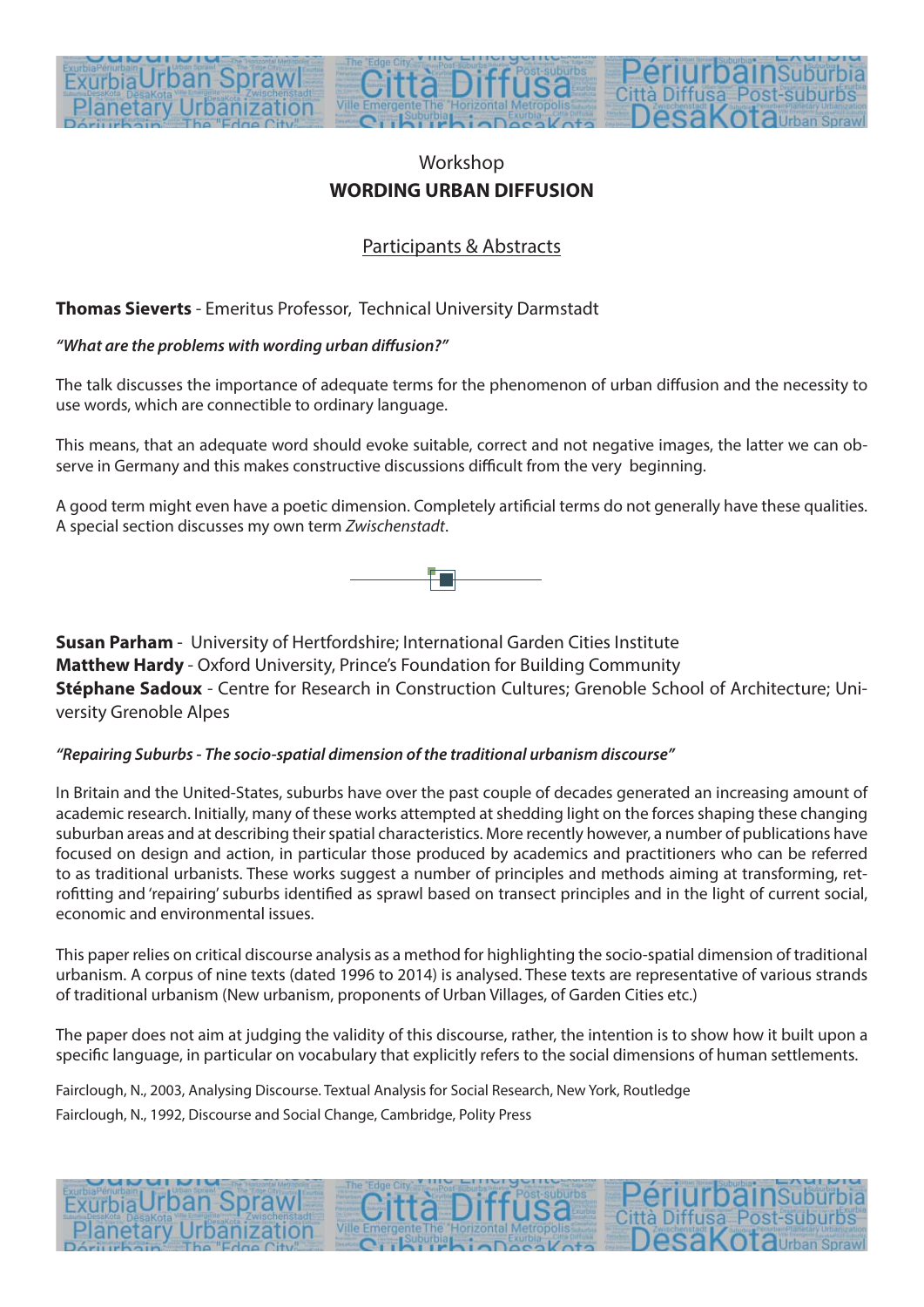Workshop

**WORDING URBAN DIFFUSION**

Participants & Abstracts

**Thomas Sieverts** - Emeritus Professor, Technical University Darmstadt

***"What are the problems with wording urban diffusion?"***

The talk discusses the importance of adequate terms for the phenomenon of urban diffusion and the necessity to use words, which are connectible to ordinary language.

This means, that an adequate word should evoke suitable, correct and not negative images, the latter we can observe in Germany and this makes constructive discussions difficult from the very beginning.

A good term might even have a poetic dimension. Completely artificial terms do not generally have these qualities. A special section discusses my own term *Zwischenstadt*.

**Susan Parham** - University of Hertfordshire; International Garden Cities Institute
**Matthew Hardy** - Oxford University, Prince's Foundation for Building Community
**Stéphane Sadoux** - Centre for Research in Construction Cultures; Grenoble School of Architecture; University Grenoble Alpes

***"Repairing Suburbs - The socio-spatial dimension of the traditional urbanism discourse"***

In Britain and the United-States, suburbs have over the past couple of decades generated an increasing amount of academic research. Initially, many of these works attempted at shedding light on the forces shaping these changing suburban areas and at describing their spatial characteristics. More recently however, a number of publications have focused on design and action, in particular those produced by academics and practitioners who can be referred to as traditional urbanists. These works suggest a number of principles and methods aiming at transforming, retrofitting and 'repairing' suburbs identified as sprawl based on transect principles and in the light of current social, economic and environmental issues.

This paper relies on critical discourse analysis as a method for highlighting the socio-spatial dimension of traditional urbanism. A corpus of nine texts (dated 1996 to 2014) is analysed. These texts are representative of various strands of traditional urbanism (New urbanism, proponents of Urban Villages, of Garden Cities etc.)

The paper does not aim at judging the validity of this discourse, rather, the intention is to show how it built upon a specific language, in particular on vocabulary that explicitly refers to the social dimensions of human settlements.

Fairclough, N., 2003, Analysing Discourse. Textual Analysis for Social Research, New York, Routledge
Fairclough, N., 1992, Discourse and Social Change, Cambridge, Polity Press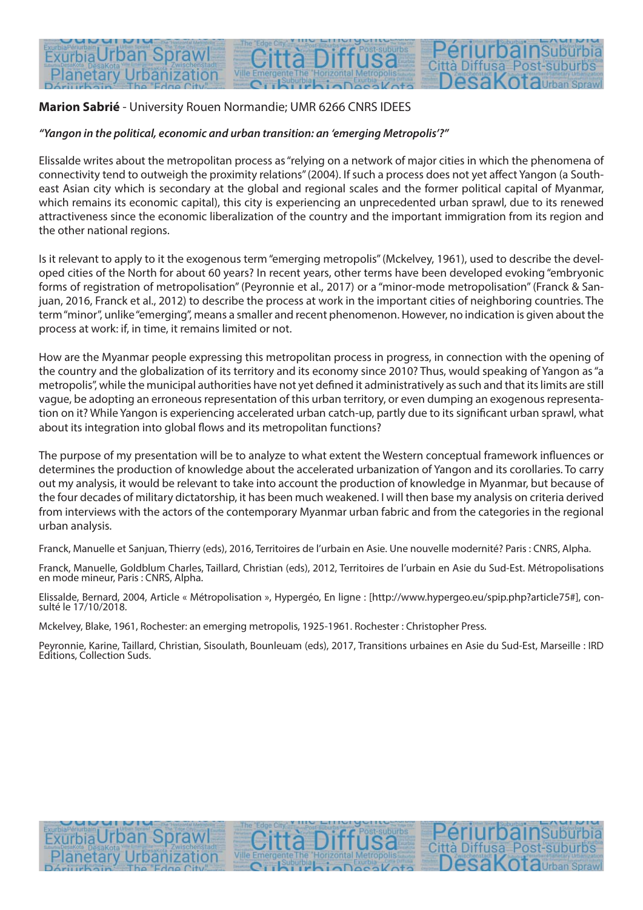**Marion Sabrié** - University Rouen Normandie; UMR 6266 CNRS IDEES

***"Yangon in the political, economic and urban transition: an 'emerging Metropolis'?"***

Elissalde writes about the metropolitan process as "relying on a network of major cities in which the phenomena of connectivity tend to outweigh the proximity relations" (2004). If such a process does not yet affect Yangon (a Southeast Asian city which is secondary at the global and regional scales and the former political capital of Myanmar, which remains its economic capital), this city is experiencing an unprecedented urban sprawl, due to its renewed attractiveness since the economic liberalization of the country and the important immigration from its region and the other national regions.

Is it relevant to apply to it the exogenous term "emerging metropolis" (Mckelvey, 1961), used to describe the developed cities of the North for about 60 years? In recent years, other terms have been developed evoking "embryonic forms of registration of metropolisation" (Peyronnie et al., 2017) or a "minor-mode metropolisation" (Franck & Sanjuan, 2016, Franck et al., 2012) to describe the process at work in the important cities of neighboring countries. The term "minor", unlike "emerging", means a smaller and recent phenomenon. However, no indication is given about the process at work: if, in time, it remains limited or not.

How are the Myanmar people expressing this metropolitan process in progress, in connection with the opening of the country and the globalization of its territory and its economy since 2010? Thus, would speaking of Yangon as "a metropolis", while the municipal authorities have not yet defined it administratively as such and that its limits are still vague, be adopting an erroneous representation of this urban territory, or even dumping an exogenous representation on it? While Yangon is experiencing accelerated urban catch-up, partly due to its significant urban sprawl, what about its integration into global flows and its metropolitan functions?

The purpose of my presentation will be to analyze to what extent the Western conceptual framework influences or determines the production of knowledge about the accelerated urbanization of Yangon and its corollaries. To carry out my analysis, it would be relevant to take into account the production of knowledge in Myanmar, but because of the four decades of military dictatorship, it has been much weakened. I will then base my analysis on criteria derived from interviews with the actors of the contemporary Myanmar urban fabric and from the categories in the regional urban analysis.

Franck, Manuelle et Sanjuan, Thierry (eds), 2016, Territoires de l'urbain en Asie. Une nouvelle modernité? Paris : CNRS, Alpha.

Franck, Manuelle, Goldblum Charles, Taillard, Christian (eds), 2012, Territoires de l'urbain en Asie du Sud-Est. Métropolisations en mode mineur, Paris : CNRS, Alpha.

Elissalde, Bernard, 2004, Article « Métropolisation », Hypergéo, En ligne : [http://www.hypergeo.eu/spip.php?article75#], consulté le 17/10/2018.

Mckelvey, Blake, 1961, Rochester: an emerging metropolis, 1925-1961. Rochester : Christopher Press.

Peyronnie, Karine, Taillard, Christian, Sisoulath, Bounleuam (eds), 2017, Transitions urbaines en Asie du Sud-Est, Marseille : IRD Editions, Collection Suds.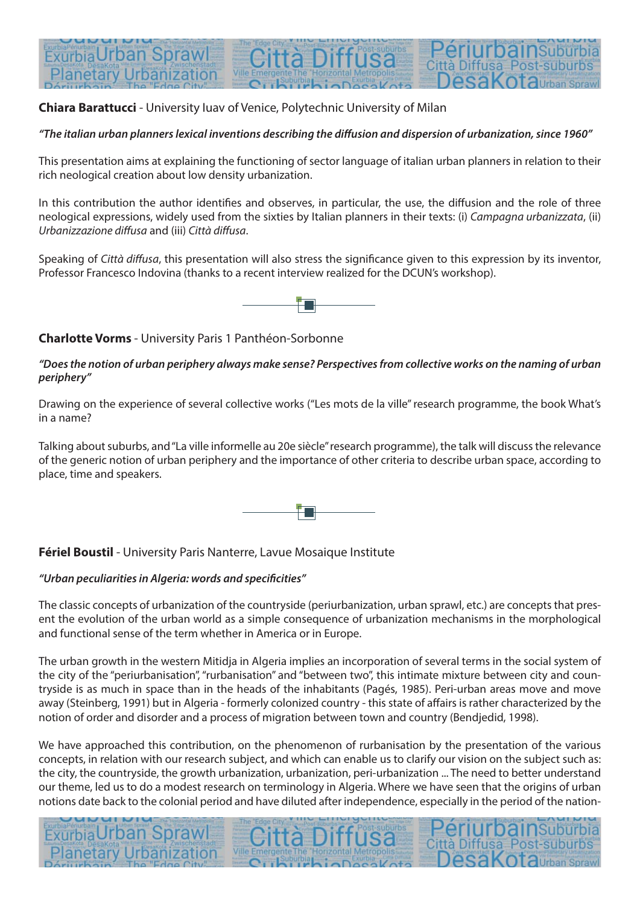**Chiara Barattucci** - University Iuav of Venice, Polytechnic University of Milan

***"The italian urban planners lexical inventions describing the diffusion and dispersion of urbanization, since 1960"***

This presentation aims at explaining the functioning of sector language of italian urban planners in relation to their rich neological creation about low density urbanization.

In this contribution the author identifies and observes, in particular, the use, the diffusion and the role of three neological expressions, widely used from the sixties by Italian planners in their texts: (i) *Campagna urbanizzata*, (ii) *Urbanizzazione diffusa* and (iii) *Città diffusa*.

Speaking of *Città diffusa*, this presentation will also stress the significance given to this expression by its inventor, Professor Francesco Indovina (thanks to a recent interview realized for the DCUN's workshop).

**Charlotte Vorms** - University Paris 1 Panthéon-Sorbonne

***"Does the notion of urban periphery always make sense? Perspectives from collective works on the naming of urban periphery"***

Drawing on the experience of several collective works ("Les mots de la ville" research programme, the book What's in a name?

Talking about suburbs, and "La ville informelle au 20e siècle" research programme), the talk will discuss the relevance of the generic notion of urban periphery and the importance of other criteria to describe urban space, according to place, time and speakers.

**Fériel Boustil** - University Paris Nanterre, Lavue Mosaique Institute

***"Urban peculiarities in Algeria: words and specificities"***

The classic concepts of urbanization of the countryside (periurbanization, urban sprawl, etc.) are concepts that present the evolution of the urban world as a simple consequence of urbanization mechanisms in the morphological and functional sense of the term whether in America or in Europe.

The urban growth in the western Mitidja in Algeria implies an incorporation of several terms in the social system of the city of the "periurbanisation", "rurbanisation" and "between two", this intimate mixture between city and countryside is as much in space than in the heads of the inhabitants (Pagés, 1985). Peri-urban areas move and move away (Steinberg, 1991) but in Algeria - formerly colonized country - this state of affairs is rather characterized by the notion of order and disorder and a process of migration between town and country (Bendjedid, 1998).

We have approached this contribution, on the phenomenon of rurbanisation by the presentation of the various concepts, in relation with our research subject, and which can enable us to clarify our vision on the subject such as: the city, the countryside, the growth urbanization, urbanization, peri-urbanization ... The need to better understand our theme, led us to do a modest research on terminology in Algeria. Where we have seen that the origins of urban notions date back to the colonial period and have diluted after independence, especially in the period of the nation-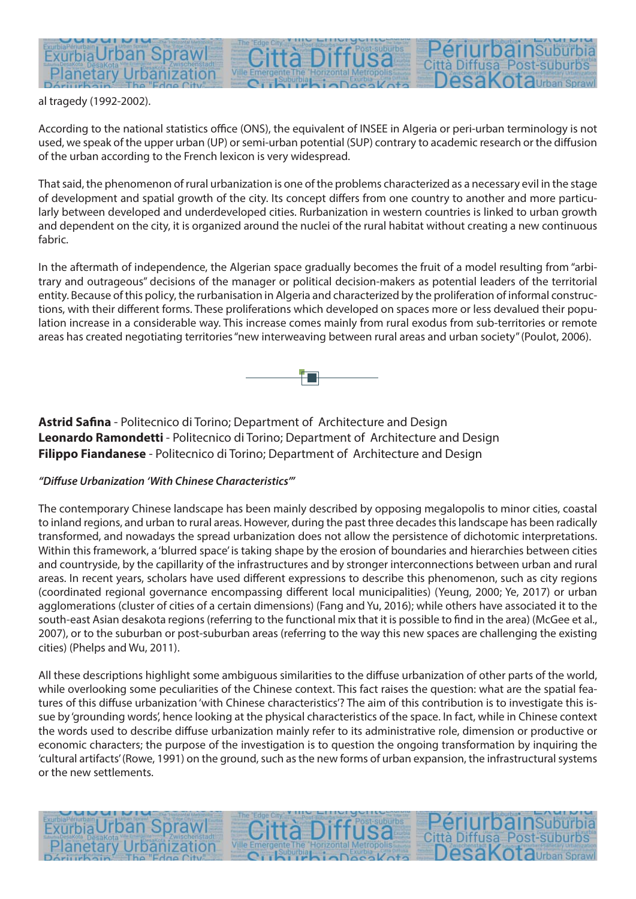al tragedy (1992-2002).

According to the national statistics office (ONS), the equivalent of INSEE in Algeria or peri-urban terminology is not used, we speak of the upper urban (UP) or semi-urban potential (SUP) contrary to academic research or the diffusion of the urban according to the French lexicon is very widespread.

That said, the phenomenon of rural urbanization is one of the problems characterized as a necessary evil in the stage of development and spatial growth of the city. Its concept differs from one country to another and more particularly between developed and underdeveloped cities. Rurbanization in western countries is linked to urban growth and dependent on the city, it is organized around the nuclei of the rural habitat without creating a new continuous fabric.

In the aftermath of independence, the Algerian space gradually becomes the fruit of a model resulting from "arbitrary and outrageous" decisions of the manager or political decision-makers as potential leaders of the territorial entity. Because of this policy, the rurbanisation in Algeria and characterized by the proliferation of informal constructions, with their different forms. These proliferations which developed on spaces more or less devalued their population increase in a considerable way. This increase comes mainly from rural exodus from sub-territories or remote areas has created negotiating territories "new interweaving between rural areas and urban society" (Poulot, 2006).

---

**Astrid Safina** - Politecnico di Torino; Department of Architecture and Design
**Leonardo Ramondetti** - Politecnico di Torino; Department of Architecture and Design
**Filippo Fiandanese** - Politecnico di Torino; Department of Architecture and Design

***"Diffuse Urbanization 'With Chinese Characteristics'"***

The contemporary Chinese landscape has been mainly described by opposing megalopolis to minor cities, coastal to inland regions, and urban to rural areas. However, during the past three decades this landscape has been radically transformed, and nowadays the spread urbanization does not allow the persistence of dichotomic interpretations. Within this framework, a 'blurred space' is taking shape by the erosion of boundaries and hierarchies between cities and countryside, by the capillarity of the infrastructures and by stronger interconnections between urban and rural areas. In recent years, scholars have used different expressions to describe this phenomenon, such as city regions (coordinated regional governance encompassing different local municipalities) (Yeung, 2000; Ye, 2017) or urban agglomerations (cluster of cities of a certain dimensions) (Fang and Yu, 2016); while others have associated it to the south-east Asian desakota regions (referring to the functional mix that it is possible to find in the area) (McGee et al., 2007), or to the suburban or post-suburban areas (referring to the way this new spaces are challenging the existing cities) (Phelps and Wu, 2011).

All these descriptions highlight some ambiguous similarities to the diffuse urbanization of other parts of the world, while overlooking some peculiarities of the Chinese context. This fact raises the question: what are the spatial features of this diffuse urbanization 'with Chinese characteristics'? The aim of this contribution is to investigate this issue by 'grounding words', hence looking at the physical characteristics of the space. In fact, while in Chinese context the words used to describe diffuse urbanization mainly refer to its administrative role, dimension or productive or economic characters; the purpose of the investigation is to question the ongoing transformation by inquiring the 'cultural artifacts' (Rowe, 1991) on the ground, such as the new forms of urban expansion, the infrastructural systems or the new settlements.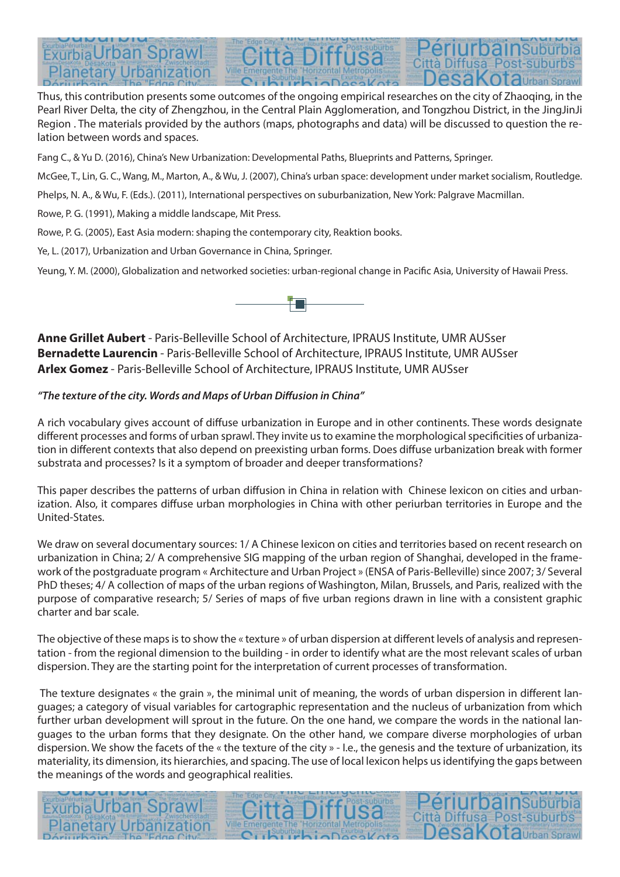Thus, this contribution presents some outcomes of the ongoing empirical researches on the city of Zhaoqing, in the Pearl River Delta, the city of Zhengzhou, in the Central Plain Agglomeration, and Tongzhou District, in the JingJinJi Region . The materials provided by the authors (maps, photographs and data) will be discussed to question the relation between words and spaces.

Fang C., & Yu D. (2016), China's New Urbanization: Developmental Paths, Blueprints and Patterns, Springer.

McGee, T., Lin, G. C., Wang, M., Marton, A., & Wu, J. (2007), China's urban space: development under market socialism, Routledge.

Phelps, N. A., & Wu, F. (Eds.). (2011), International perspectives on suburbanization, New York: Palgrave Macmillan.

Rowe, P. G. (1991), Making a middle landscape, Mit Press.

Rowe, P. G. (2005), East Asia modern: shaping the contemporary city, Reaktion books.

Ye, L. (2017), Urbanization and Urban Governance in China, Springer.

Yeung, Y. M. (2000), Globalization and networked societies: urban-regional change in Pacific Asia, University of Hawaii Press.

**Anne Grillet Aubert** - Paris-Belleville School of Architecture, IPRAUS Institute, UMR AUSser
**Bernadette Laurencin** - Paris-Belleville School of Architecture, IPRAUS Institute, UMR AUSser
**Arlex Gomez** - Paris-Belleville School of Architecture, IPRAUS Institute, UMR AUSser

***"The texture of the city. Words and Maps of Urban Diffusion in China"***

A rich vocabulary gives account of diffuse urbanization in Europe and in other continents. These words designate different processes and forms of urban sprawl. They invite us to examine the morphological specificities of urbanization in different contexts that also depend on preexisting urban forms. Does diffuse urbanization break with former substrata and processes? Is it a symptom of broader and deeper transformations?

This paper describes the patterns of urban diffusion in China in relation with Chinese lexicon on cities and urbanization. Also, it compares diffuse urban morphologies in China with other periurban territories in Europe and the United-States.

We draw on several documentary sources: 1/ A Chinese lexicon on cities and territories based on recent research on urbanization in China; 2/ A comprehensive SIG mapping of the urban region of Shanghai, developed in the framework of the postgraduate program « Architecture and Urban Project » (ENSA of Paris-Belleville) since 2007; 3/ Several PhD theses; 4/ A collection of maps of the urban regions of Washington, Milan, Brussels, and Paris, realized with the purpose of comparative research; 5/ Series of maps of five urban regions drawn in line with a consistent graphic charter and bar scale.

The objective of these maps is to show the « texture » of urban dispersion at different levels of analysis and representation - from the regional dimension to the building - in order to identify what are the most relevant scales of urban dispersion. They are the starting point for the interpretation of current processes of transformation.

The texture designates « the grain », the minimal unit of meaning, the words of urban dispersion in different languages; a category of visual variables for cartographic representation and the nucleus of urbanization from which further urban development will sprout in the future. On the one hand, we compare the words in the national languages to the urban forms that they designate. On the other hand, we compare diverse morphologies of urban dispersion. We show the facets of the « the texture of the city » - I.e., the genesis and the texture of urbanization, its materiality, its dimension, its hierarchies, and spacing. The use of local lexicon helps us identifying the gaps between the meanings of the words and geographical realities.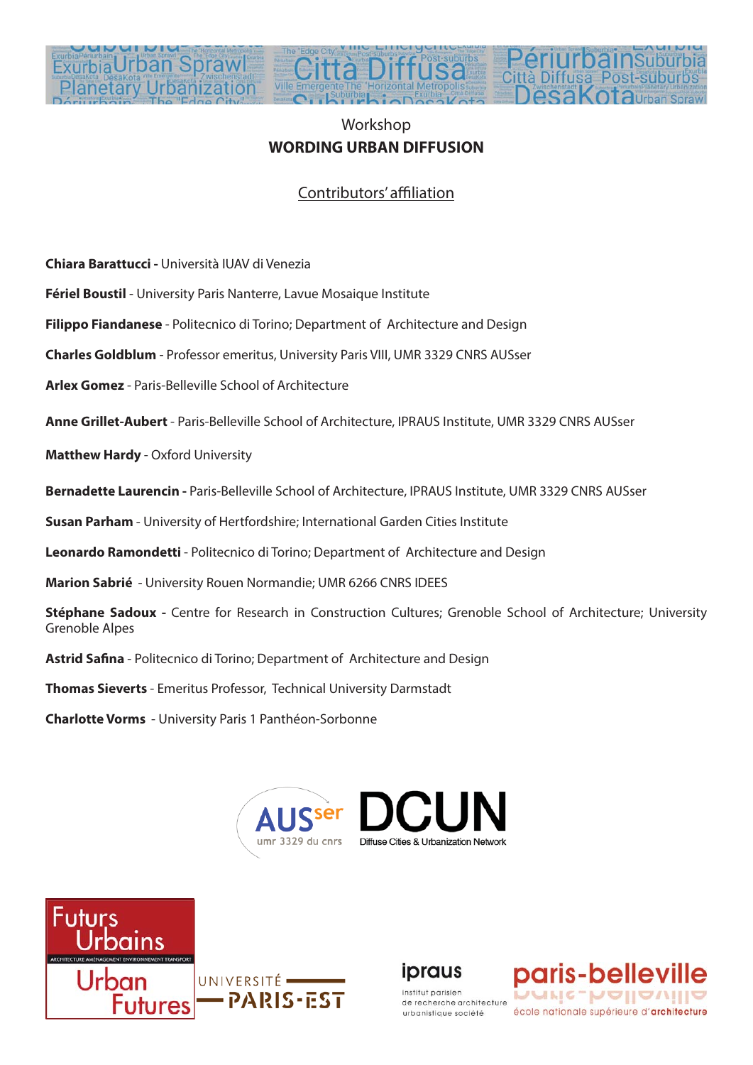Workshop

# WORDING URBAN DIFFUSION

## Contributors' affiliation

**Chiara Barattucci -** Università IUAV di Venezia

**Fériel Boustil** - University Paris Nanterre, Lavue Mosaique Institute

**Filippo Fiandanese** - Politecnico di Torino; Department of Architecture and Design

**Charles Goldblum** - Professor emeritus, University Paris VIII, UMR 3329 CNRS AUSser

**Arlex Gomez** - Paris-Belleville School of Architecture

**Anne Grillet-Aubert** - Paris-Belleville School of Architecture, IPRAUS Institute, UMR 3329 CNRS AUSser

**Matthew Hardy** - Oxford University

**Bernadette Laurencin -** Paris-Belleville School of Architecture, IPRAUS Institute, UMR 3329 CNRS AUSser

**Susan Parham** - University of Hertfordshire; International Garden Cities Institute

**Leonardo Ramondetti** - Politecnico di Torino; Department of Architecture and Design

**Marion Sabrié** - University Rouen Normandie; UMR 6266 CNRS IDEES

**Stéphane Sadoux -** Centre for Research in Construction Cultures; Grenoble School of Architecture; University Grenoble Alpes

**Astrid Safina** - Politecnico di Torino; Department of Architecture and Design

**Thomas Sieverts** - Emeritus Professor, Technical University Darmstadt

**Charlotte Vorms** - University Paris 1 Panthéon-Sorbonne